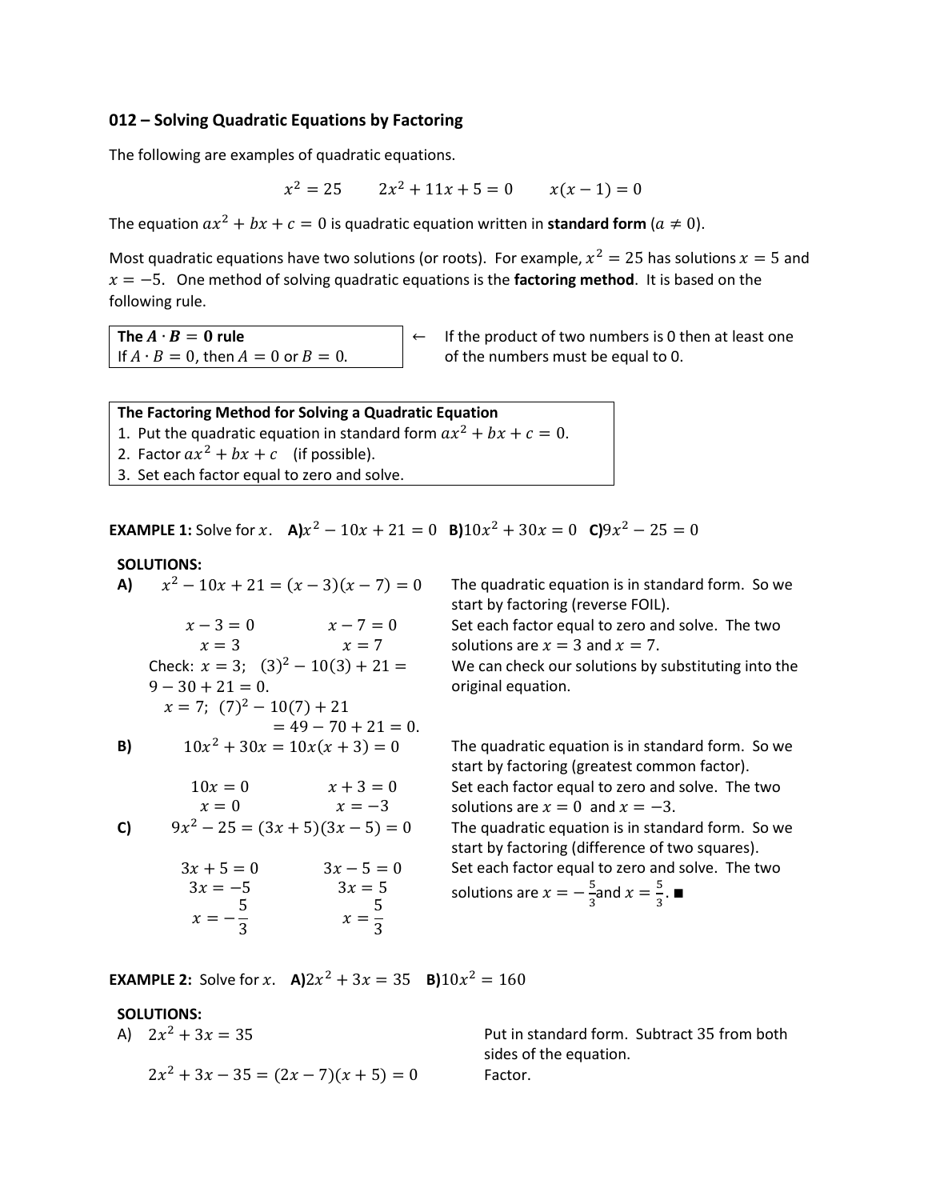## 012 – Solving Quadratic Equations by Factoring

The following are examples of quadratic equations.

$$x^2 = 25 \qquad 2x^2 + 11x + 5 = 0 \qquad x(x-1) = 0$$

The equation $ax^2 + bx + c = 0$ is quadratic equation written in **standard form** ($a \neq 0$).

Most quadratic equations have two solutions (or roots). For example, $x^2 = 25$ has solutions $x = 5$ and $x = -5$. One method of solving quadratic equations is the **factoring method**. It is based on the following rule.

| **The $A \cdot B = 0$ rule**<br>If $A \cdot B = 0$, then $A = 0$ or $B = 0$. | ← If the product of two numbers is 0 then at least one of the numbers must be equal to 0. |
|---|---|

| **The Factoring Method for Solving a Quadratic Equation** |
|---|
| 1. Put the quadratic equation in standard form $ax^2 + bx + c = 0$. |
| 2. Factor $ax^2 + bx + c$ (if possible). |
| 3. Set each factor equal to zero and solve. |

**EXAMPLE 1:** Solve for $x$. **A)** $x^2 - 10x + 21 = 0$ **B)** $10x^2 + 30x = 0$ **C)** $9x^2 - 25 = 0$

**SOLUTIONS:**

**A)** $x^2 - 10x + 21 = (x-3)(x-7) = 0$

The quadratic equation is in standard form. So we start by factoring (reverse FOIL).

$x - 3 = 0 \qquad x - 7 = 0$
$x = 3 \qquad x = 7$

Set each factor equal to zero and solve. The two solutions are $x = 3$ and $x = 7$.

Check: $x = 3$; $(3)^2 - 10(3) + 21 = 9 - 30 + 21 = 0$.
$x = 7$; $(7)^2 - 10(7) + 21 = 49 - 70 + 21 = 0$.

We can check our solutions by substituting into the original equation.

**B)** $10x^2 + 30x = 10x(x+3) = 0$

The quadratic equation is in standard form. So we start by factoring (greatest common factor).

$10x = 0 \qquad x + 3 = 0$
$x = 0 \qquad x = -3$

Set each factor equal to zero and solve. The two solutions are $x = 0$ and $x = -3$.

**C)** $9x^2 - 25 = (3x+5)(3x-5) = 0$

The quadratic equation is in standard form. So we start by factoring (difference of two squares).

$3x + 5 = 0 \qquad 3x - 5 = 0$
$3x = -5 \qquad 3x = 5$
$x = -\frac{5}{3} \qquad x = \frac{5}{3}$

Set each factor equal to zero and solve. The two solutions are $x = -\frac{5}{3}$ and $x = \frac{5}{3}$. ■

**EXAMPLE 2:** Solve for $x$. **A)** $2x^2 + 3x = 35$ **B)** $10x^2 = 160$

**SOLUTIONS:**

A) $2x^2 + 3x = 35$

Put in standard form. Subtract 35 from both sides of the equation.

$2x^2 + 3x - 35 = (2x-7)(x+5) = 0$

Factor.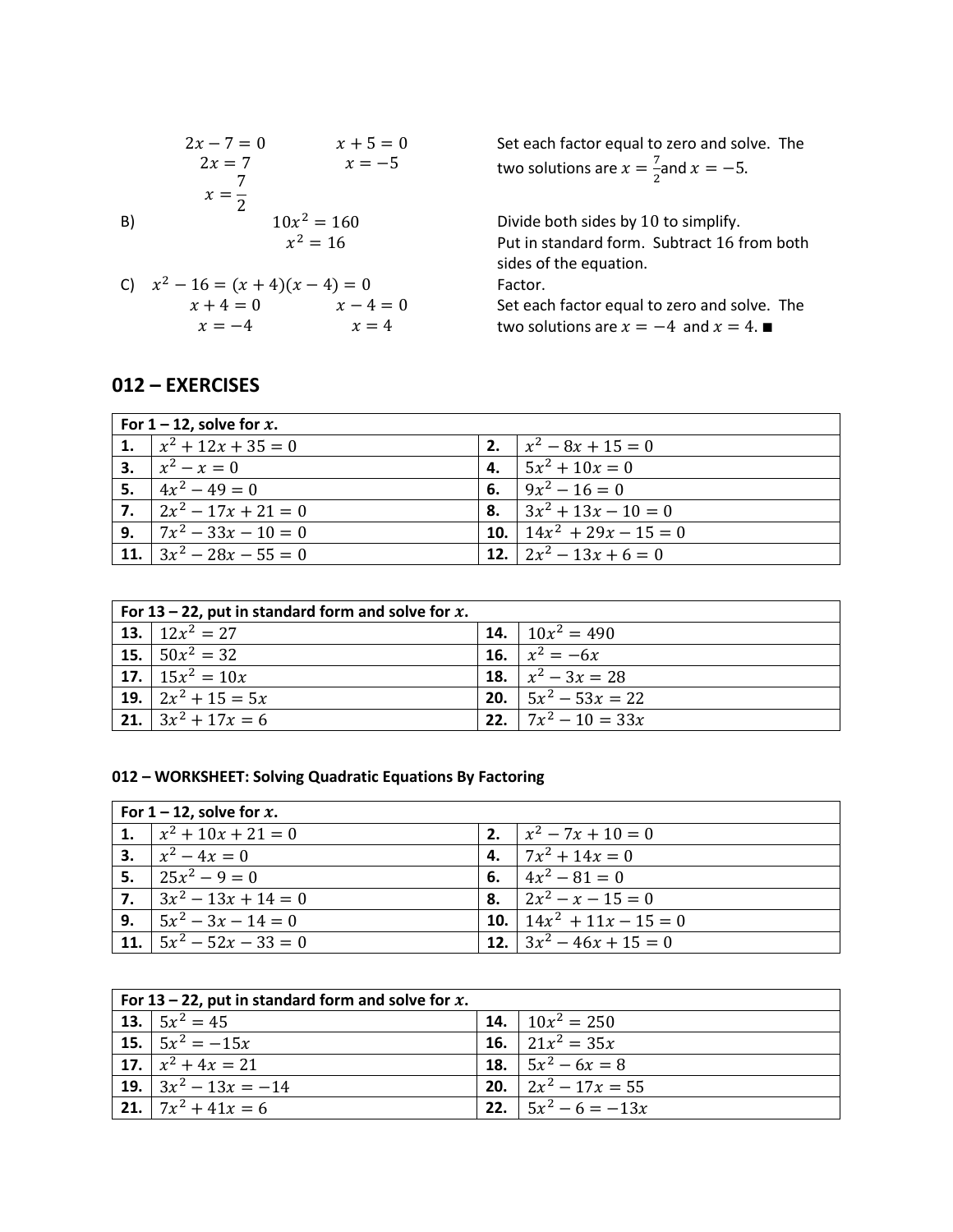$$2x - 7 = 0 \qquad x + 5 = 0$$
$$2x = 7 \qquad x = -5$$
$$x = \frac{7}{2}$$

Set each factor equal to zero and solve. The two solutions are $x = \frac{7}{2}$ and $x = -5$.

B) $$10x^2 = 160$$
$$x^2 = 16$$

Divide both sides by 10 to simplify.
Put in standard form. Subtract 16 from both sides of the equation.

C) $$x^2 - 16 = (x + 4)(x - 4) = 0$$
$$x + 4 = 0 \qquad x - 4 = 0$$
$$x = -4 \qquad x = 4$$

Factor.
Set each factor equal to zero and solve. The two solutions are $x = -4$ and $x = 4$. ■

## 012 – EXERCISES

| For 1 – 12, solve for $x$. | | | |
|---|---|---|---|
| **1.** | $x^2 + 12x + 35 = 0$ | **2.** | $x^2 - 8x + 15 = 0$ |
| **3.** | $x^2 - x = 0$ | **4.** | $5x^2 + 10x = 0$ |
| **5.** | $4x^2 - 49 = 0$ | **6.** | $9x^2 - 16 = 0$ |
| **7.** | $2x^2 - 17x + 21 = 0$ | **8.** | $3x^2 + 13x - 10 = 0$ |
| **9.** | $7x^2 - 33x - 10 = 0$ | **10.** | $14x^2 + 29x - 15 = 0$ |
| **11.** | $3x^2 - 28x - 55 = 0$ | **12.** | $2x^2 - 13x + 6 = 0$ |

| For 13 – 22, put in standard form and solve for $x$. | | | |
|---|---|---|---|
| **13.** | $12x^2 = 27$ | **14.** | $10x^2 = 490$ |
| **15.** | $50x^2 = 32$ | **16.** | $x^2 = -6x$ |
| **17.** | $15x^2 = 10x$ | **18.** | $x^2 - 3x = 28$ |
| **19.** | $2x^2 + 15 = 5x$ | **20.** | $5x^2 - 53x = 22$ |
| **21.** | $3x^2 + 17x = 6$ | **22.** | $7x^2 - 10 = 33x$ |

### 012 – WORKSHEET: Solving Quadratic Equations By Factoring

| For 1 – 12, solve for $x$. | | | |
|---|---|---|---|
| **1.** | $x^2 + 10x + 21 = 0$ | **2.** | $x^2 - 7x + 10 = 0$ |
| **3.** | $x^2 - 4x = 0$ | **4.** | $7x^2 + 14x = 0$ |
| **5.** | $25x^2 - 9 = 0$ | **6.** | $4x^2 - 81 = 0$ |
| **7.** | $3x^2 - 13x + 14 = 0$ | **8.** | $2x^2 - x - 15 = 0$ |
| **9.** | $5x^2 - 3x - 14 = 0$ | **10.** | $14x^2 + 11x - 15 = 0$ |
| **11.** | $5x^2 - 52x - 33 = 0$ | **12.** | $3x^2 - 46x + 15 = 0$ |

| For 13 – 22, put in standard form and solve for $x$. | | | |
|---|---|---|---|
| **13.** | $5x^2 = 45$ | **14.** | $10x^2 = 250$ |
| **15.** | $5x^2 = -15x$ | **16.** | $21x^2 = 35x$ |
| **17.** | $x^2 + 4x = 21$ | **18.** | $5x^2 - 6x = 8$ |
| **19.** | $3x^2 - 13x = -14$ | **20.** | $2x^2 - 17x = 55$ |
| **21.** | $7x^2 + 41x = 6$ | **22.** | $5x^2 - 6 = -13x$ |